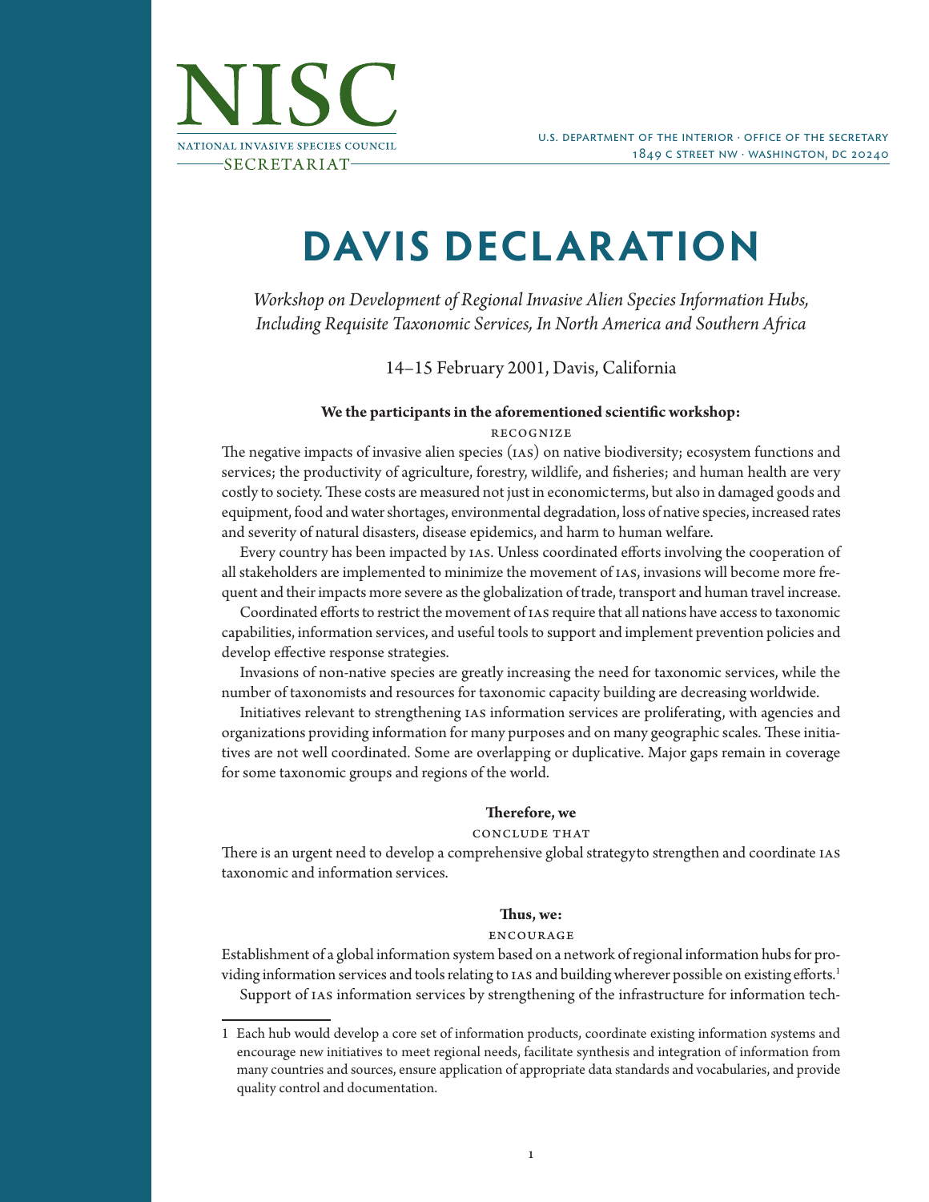NISC

NATIONAL INVASIVE SPECIES COUNCIL

SECRETARIAT

U.S. DEPARTMENT OF THE INTERIOR · OFFICE OF THE SECRETARY
1849 C STREET NW · WASHINGTON, DC 20240

# DAVIS DECLARATION

*Workshop on Development of Regional Invasive Alien Species Information Hubs, Including Requisite Taxonomic Services, In North America and Southern Africa*

14–15 February 2001, Davis, California

**We the participants in the aforementioned scientific workshop:**

RECOGNIZE

The negative impacts of invasive alien species (IAS) on native biodiversity; ecosystem functions and services; the productivity of agriculture, forestry, wildlife, and fisheries; and human health are very costly to society. These costs are measured not just in economic terms, but also in damaged goods and equipment, food and water shortages, environmental degradation, loss of native species, increased rates and severity of natural disasters, disease epidemics, and harm to human welfare.

Every country has been impacted by IAS. Unless coordinated efforts involving the cooperation of all stakeholders are implemented to minimize the movement of IAS, invasions will become more frequent and their impacts more severe as the globalization of trade, transport and human travel increase.

Coordinated efforts to restrict the movement of IAS require that all nations have access to taxonomic capabilities, information services, and useful tools to support and implement prevention policies and develop effective response strategies.

Invasions of non-native species are greatly increasing the need for taxonomic services, while the number of taxonomists and resources for taxonomic capacity building are decreasing worldwide.

Initiatives relevant to strengthening IAS information services are proliferating, with agencies and organizations providing information for many purposes and on many geographic scales. These initiatives are not well coordinated. Some are overlapping or duplicative. Major gaps remain in coverage for some taxonomic groups and regions of the world.

**Therefore, we**

CONCLUDE THAT

There is an urgent need to develop a comprehensive global strategy to strengthen and coordinate IAS taxonomic and information services.

**Thus, we:**

ENCOURAGE

Establishment of a global information system based on a network of regional information hubs for providing information services and tools relating to IAS and building wherever possible on existing efforts.[1]

Support of IAS information services by strengthening of the infrastructure for information tech-

1 Each hub would develop a core set of information products, coordinate existing information systems and encourage new initiatives to meet regional needs, facilitate synthesis and integration of information from many countries and sources, ensure application of appropriate data standards and vocabularies, and provide quality control and documentation.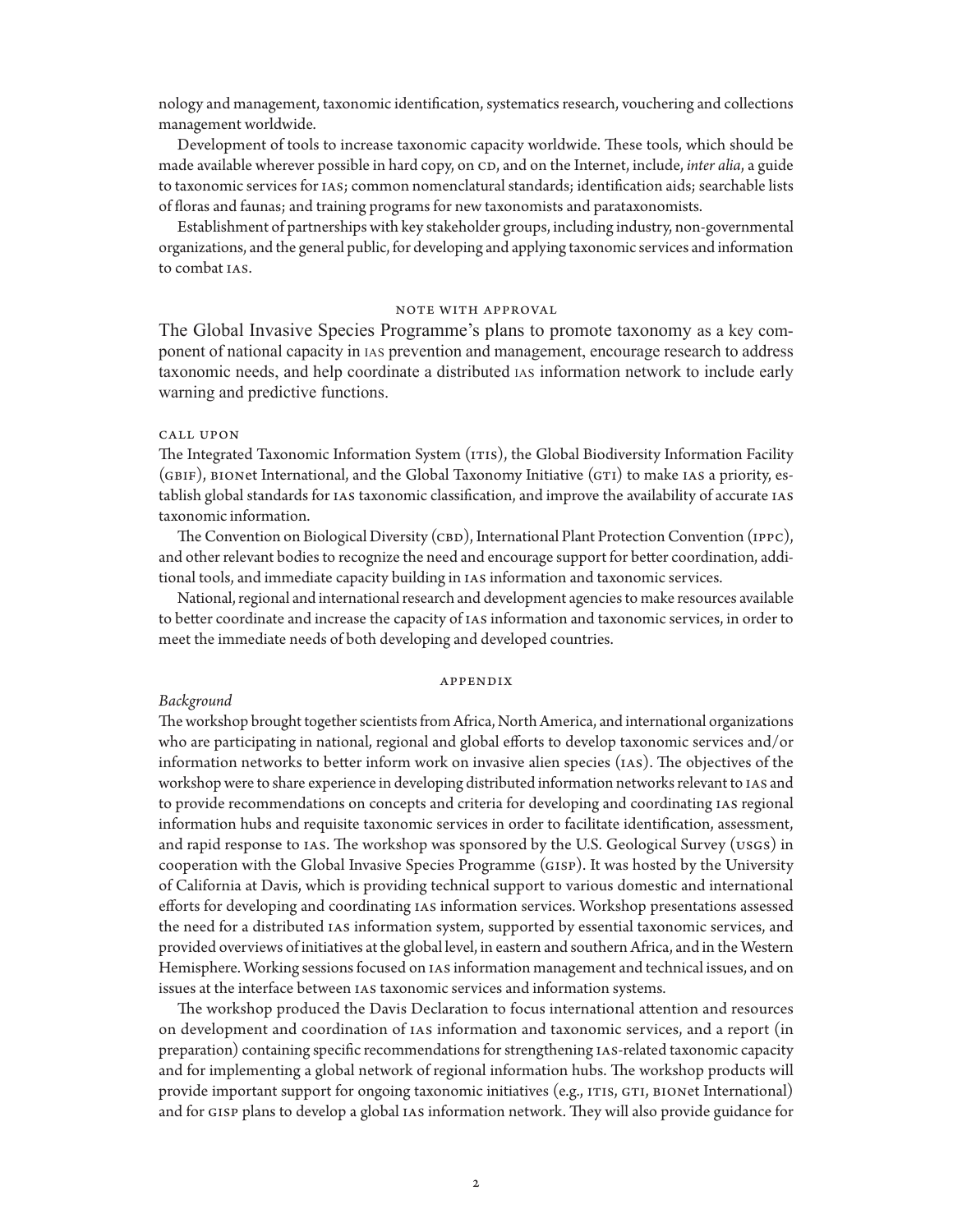nology and management, taxonomic identification, systematics research, vouchering and collections management worldwide.

Development of tools to increase taxonomic capacity worldwide. These tools, which should be made available wherever possible in hard copy, on CD, and on the Internet, include, *inter alia*, a guide to taxonomic services for IAS; common nomenclatural standards; identification aids; searchable lists of floras and faunas; and training programs for new taxonomists and parataxonomists.

Establishment of partnerships with key stakeholder groups, including industry, non-governmental organizations, and the general public, for developing and applying taxonomic services and information to combat IAS.

### NOTE WITH APPROVAL

The Global Invasive Species Programme's plans to promote taxonomy as a key component of national capacity in IAS prevention and management, encourage research to address taxonomic needs, and help coordinate a distributed IAS information network to include early warning and predictive functions.

### CALL UPON

The Integrated Taxonomic Information System (ITIS), the Global Biodiversity Information Facility (GBIF), BIONet International, and the Global Taxonomy Initiative (GTI) to make IAS a priority, establish global standards for IAS taxonomic classification, and improve the availability of accurate IAS taxonomic information.

The Convention on Biological Diversity (CBD), International Plant Protection Convention (IPPC), and other relevant bodies to recognize the need and encourage support for better coordination, additional tools, and immediate capacity building in IAS information and taxonomic services.

National, regional and international research and development agencies to make resources available to better coordinate and increase the capacity of IAS information and taxonomic services, in order to meet the immediate needs of both developing and developed countries.

## APPENDIX

*Background*

The workshop brought together scientists from Africa, North America, and international organizations who are participating in national, regional and global efforts to develop taxonomic services and/or information networks to better inform work on invasive alien species (IAS). The objectives of the workshop were to share experience in developing distributed information networks relevant to IAS and to provide recommendations on concepts and criteria for developing and coordinating IAS regional information hubs and requisite taxonomic services in order to facilitate identification, assessment, and rapid response to IAS. The workshop was sponsored by the U.S. Geological Survey (USGS) in cooperation with the Global Invasive Species Programme (GISP). It was hosted by the University of California at Davis, which is providing technical support to various domestic and international efforts for developing and coordinating IAS information services. Workshop presentations assessed the need for a distributed IAS information system, supported by essential taxonomic services, and provided overviews of initiatives at the global level, in eastern and southern Africa, and in the Western Hemisphere. Working sessions focused on IAS information management and technical issues, and on issues at the interface between IAS taxonomic services and information systems.

The workshop produced the Davis Declaration to focus international attention and resources on development and coordination of IAS information and taxonomic services, and a report (in preparation) containing specific recommendations for strengthening IAS-related taxonomic capacity and for implementing a global network of regional information hubs. The workshop products will provide important support for ongoing taxonomic initiatives (e.g., ITIS, GTI, BIONet International) and for GISP plans to develop a global IAS information network. They will also provide guidance for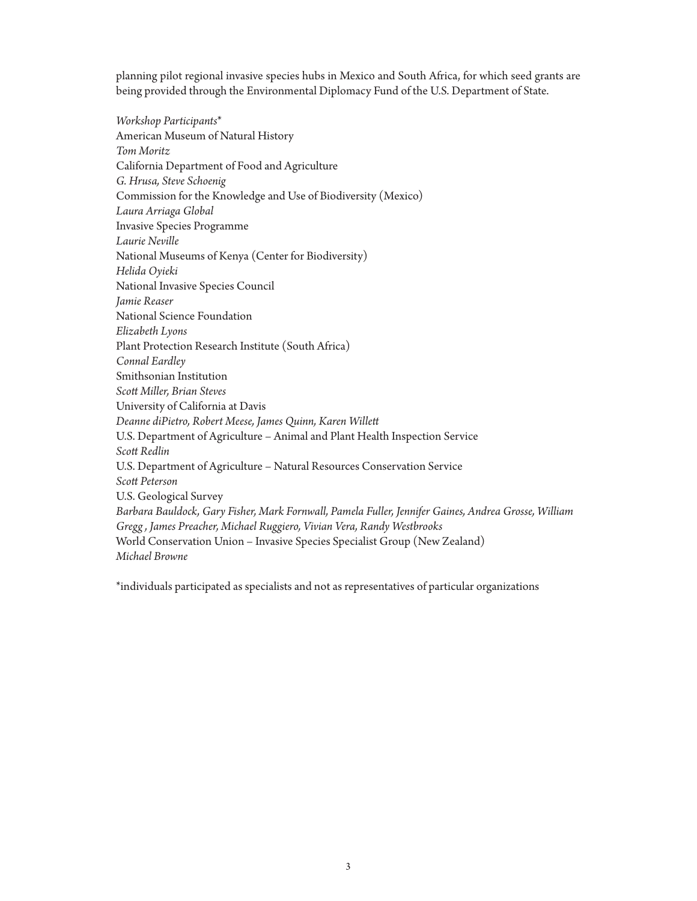planning pilot regional invasive species hubs in Mexico and South Africa, for which seed grants are being provided through the Environmental Diplomacy Fund of the U.S. Department of State.

*Workshop Participants**
American Museum of Natural History
*Tom Moritz*
California Department of Food and Agriculture
*G. Hrusa, Steve Schoenig*
Commission for the Knowledge and Use of Biodiversity (Mexico)
*Laura Arriaga Global*
Invasive Species Programme
*Laurie Neville*
National Museums of Kenya (Center for Biodiversity)
*Helida Oyieki*
National Invasive Species Council
*Jamie Reaser*
National Science Foundation
*Elizabeth Lyons*
Plant Protection Research Institute (South Africa)
*Connal Eardley*
Smithsonian Institution
*Scott Miller, Brian Steves*
University of California at Davis
*Deanne diPietro, Robert Meese, James Quinn, Karen Willett*
U.S. Department of Agriculture – Animal and Plant Health Inspection Service
*Scott Redlin*
U.S. Department of Agriculture – Natural Resources Conservation Service
*Scott Peterson*
U.S. Geological Survey
*Barbara Bauldock, Gary Fisher, Mark Fornwall, Pamela Fuller, Jennifer Gaines, Andrea Grosse, William Gregg , James Preacher, Michael Ruggiero, Vivian Vera, Randy Westbrooks*
World Conservation Union – Invasive Species Specialist Group (New Zealand)
*Michael Browne*

*individuals participated as specialists and not as representatives of particular organizations